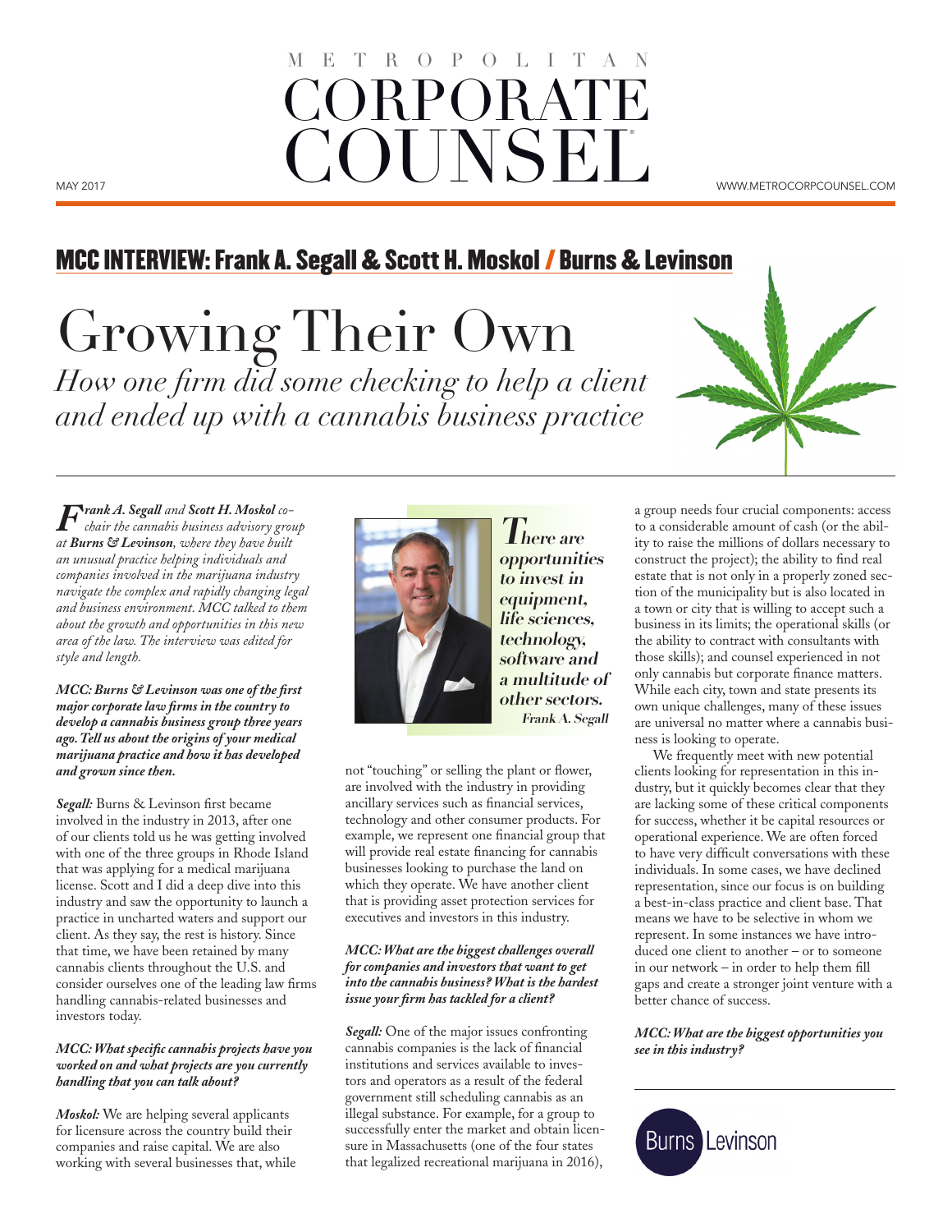# METROPOLITAN CORPORATE COUNSEL

MAY 2017

WWW.METROCORPCOUNSEL.COM

## MCC INTERVIEW: Frank A. Segall & Scott H. Moskol / Burns & Levinson

# Growing Their Own

*How one firm did some checking to help a client and ended up with a cannabis business practice*

***Frank A. Segall** and **Scott H. Moskol** co-chair the cannabis business advisory group at **Burns & Levinson**, where they have built an unusual practice helping individuals and companies involved in the marijuana industry navigate the complex and rapidly changing legal and business environment. MCC talked to them about the growth and opportunities in this new area of the law. The interview was edited for style and length.*

***MCC: Burns & Levinson was one of the first major corporate law firms in the country to develop a cannabis business group three years ago. Tell us about the origins of your medical marijuana practice and how it has developed and grown since then.***

***Segall:*** Burns & Levinson first became involved in the industry in 2013, after one of our clients told us he was getting involved with one of the three groups in Rhode Island that was applying for a medical marijuana license. Scott and I did a deep dive into this industry and saw the opportunity to launch a practice in uncharted waters and support our client. As they say, the rest is history. Since that time, we have been retained by many cannabis clients throughout the U.S. and consider ourselves one of the leading law firms handling cannabis-related businesses and investors today.

***MCC: What specific cannabis projects have you worked on and what projects are you currently handling that you can talk about?***

***Moskol:*** We are helping several applicants for licensure across the country build their companies and raise capital. We are also working with several businesses that, while not "touching" or selling the plant or flower, are involved with the industry in providing ancillary services such as financial services, technology and other consumer products. For example, we represent one financial group that will provide real estate financing for cannabis businesses looking to purchase the land on which they operate. We have another client that is providing asset protection services for executives and investors in this industry.

> ***There are opportunities to invest in equipment, life sciences, technology, software and a multitude of other sectors.***
> **Frank A. Segall**

***MCC: What are the biggest challenges overall for companies and investors that want to get into the cannabis business? What is the hardest issue your firm has tackled for a client?***

***Segall:*** One of the major issues confronting cannabis companies is the lack of financial institutions and services available to investors and operators as a result of the federal government still scheduling cannabis as an illegal substance. For example, for a group to successfully enter the market and obtain licensure in Massachusetts (one of the four states that legalized recreational marijuana in 2016), a group needs four crucial components: access to a considerable amount of cash (or the ability to raise the millions of dollars necessary to construct the project); the ability to find real estate that is not only in a properly zoned section of the municipality but is also located in a town or city that is willing to accept such a business in its limits; the operational skills (or the ability to contract with consultants with those skills); and counsel experienced in not only cannabis but corporate finance matters. While each city, town and state presents its own unique challenges, many of these issues are universal no matter where a cannabis business is looking to operate.

We frequently meet with new potential clients looking for representation in this industry, but it quickly becomes clear that they are lacking some of these critical components for success, whether it be capital resources or operational experience. We are often forced to have very difficult conversations with these individuals. In some cases, we have declined representation, since our focus is on building a best-in-class practice and client base. That means we have to be selective in whom we represent. In some instances we have introduced one client to another – or to someone in our network – in order to help them fill gaps and create a stronger joint venture with a better chance of success.

***MCC: What are the biggest opportunities you see in this industry?***

Burns Levinson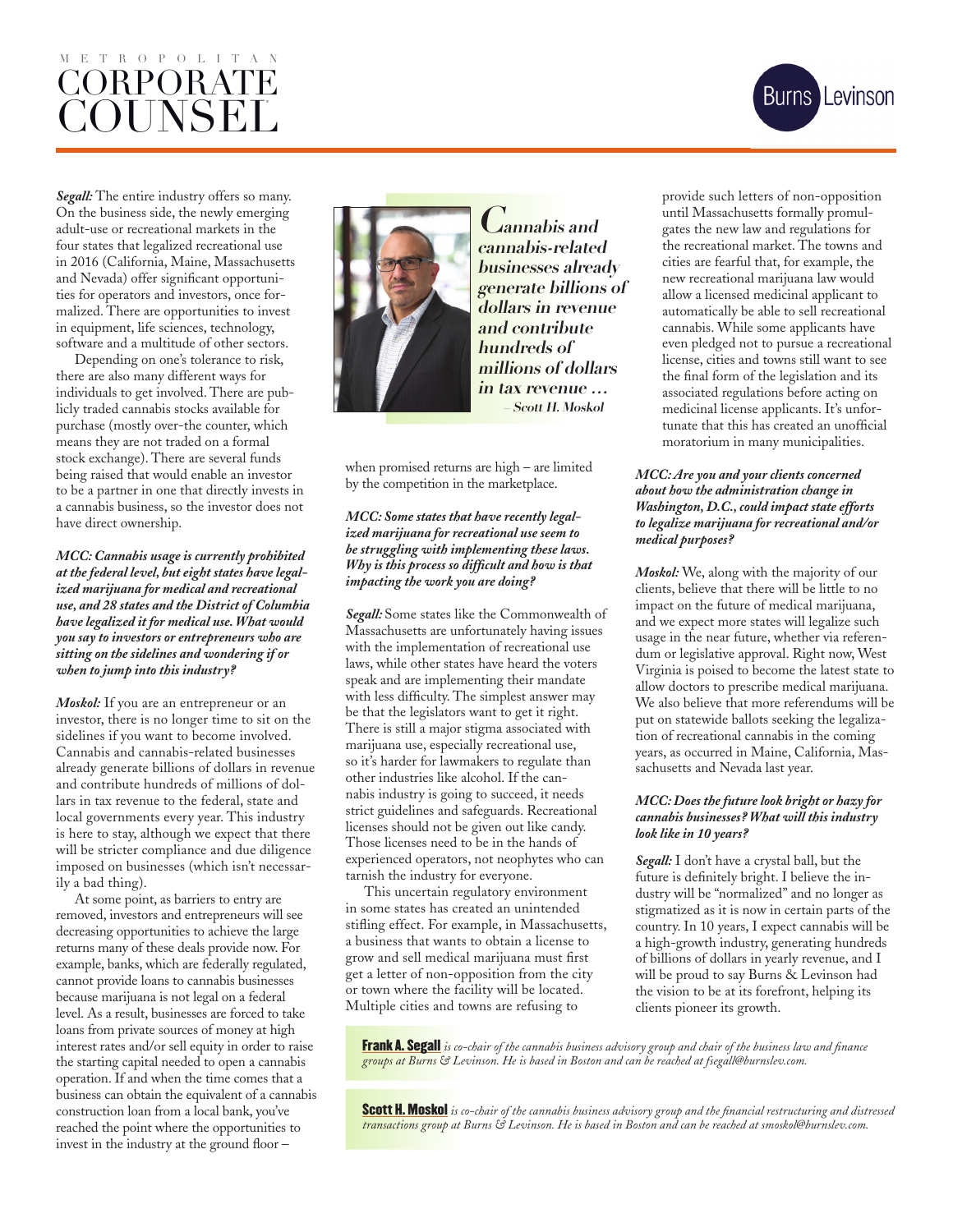***Segall:*** The entire industry offers so many. On the business side, the newly emerging adult-use or recreational markets in the four states that legalized recreational use in 2016 (California, Maine, Massachusetts and Nevada) offer significant opportunities for operators and investors, once formalized. There are opportunities to invest in equipment, life sciences, technology, software and a multitude of other sectors.

Depending on one's tolerance to risk, there are also many different ways for individuals to get involved. There are publicly traded cannabis stocks available for purchase (mostly over-the counter, which means they are not traded on a formal stock exchange). There are several funds being raised that would enable an investor to be a partner in one that directly invests in a cannabis business, so the investor does not have direct ownership.

***MCC: Cannabis usage is currently prohibited at the federal level, but eight states have legalized marijuana for medical and recreational use, and 28 states and the District of Columbia have legalized it for medical use. What would you say to investors or entrepreneurs who are sitting on the sidelines and wondering if or when to jump into this industry?***

***Moskol:*** If you are an entrepreneur or an investor, there is no longer time to sit on the sidelines if you want to become involved. Cannabis and cannabis-related businesses already generate billions of dollars in revenue and contribute hundreds of millions of dollars in tax revenue to the federal, state and local governments every year. This industry is here to stay, although we expect that there will be stricter compliance and due diligence imposed on businesses (which isn't necessarily a bad thing).

At some point, as barriers to entry are removed, investors and entrepreneurs will see decreasing opportunities to achieve the large returns many of these deals provide now. For example, banks, which are federally regulated, cannot provide loans to cannabis businesses because marijuana is not legal on a federal level. As a result, businesses are forced to take loans from private sources of money at high interest rates and/or sell equity in order to raise the starting capital needed to open a cannabis operation. If and when the time comes that a business can obtain the equivalent of a cannabis construction loan from a local bank, you've reached the point where the opportunities to invest in the industry at the ground floor – when promised returns are high – are limited by the competition in the marketplace.

> ***Cannabis and cannabis-related businesses already generate billions of dollars in revenue and contribute hundreds of millions of dollars in tax revenue …***
> – *Scott H. Moskol*

***MCC: Some states that have recently legalized marijuana for recreational use seem to be struggling with implementing these laws. Why is this process so difficult and how is that impacting the work you are doing?***

***Segall:*** Some states like the Commonwealth of Massachusetts are unfortunately having issues with the implementation of recreational use laws, while other states have heard the voters speak and are implementing their mandate with less difficulty. The simplest answer may be that the legislators want to get it right. There is still a major stigma associated with marijuana use, especially recreational use, so it's harder for lawmakers to regulate than other industries like alcohol. If the cannabis industry is going to succeed, it needs strict guidelines and safeguards. Recreational licenses should not be given out like candy. Those licenses need to be in the hands of experienced operators, not neophytes who can tarnish the industry for everyone.

This uncertain regulatory environment in some states has created an unintended stifling effect. For example, in Massachusetts, a business that wants to obtain a license to grow and sell medical marijuana must first get a letter of non-opposition from the city or town where the facility will be located. Multiple cities and towns are refusing to provide such letters of non-opposition until Massachusetts formally promulgates the new law and regulations for the recreational market. The towns and cities are fearful that, for example, the new recreational marijuana law would allow a licensed medicinal applicant to automatically be able to sell recreational cannabis. While some applicants have even pledged not to pursue a recreational license, cities and towns still want to see the final form of the legislation and its associated regulations before acting on medicinal license applicants. It's unfortunate that this has created an unofficial moratorium in many municipalities.

***MCC: Are you and your clients concerned about how the administration change in Washington, D.C., could impact state efforts to legalize marijuana for recreational and/or medical purposes?***

***Moskol:*** We, along with the majority of our clients, believe that there will be little to no impact on the future of medical marijuana, and we expect more states will legalize such usage in the near future, whether via referendum or legislative approval. Right now, West Virginia is poised to become the latest state to allow doctors to prescribe medical marijuana. We also believe that more referendums will be put on statewide ballots seeking the legalization of recreational cannabis in the coming years, as occurred in Maine, California, Massachusetts and Nevada last year.

***MCC: Does the future look bright or hazy for cannabis businesses? What will this industry look like in 10 years?***

***Segall:*** I don't have a crystal ball, but the future is definitely bright. I believe the industry will be "normalized" and no longer as stigmatized as it is now in certain parts of the country. In 10 years, I expect cannabis will be a high-growth industry, generating hundreds of billions of dollars in yearly revenue, and I will be proud to say Burns & Levinson had the vision to be at its forefront, helping its clients pioneer its growth.

**Frank A. Segall** *is co-chair of the cannabis business advisory group and chair of the business law and finance groups at Burns & Levinson. He is based in Boston and can be reached at fsegall@burnslev.com.*

**Scott H. Moskol** *is co-chair of the cannabis business advisory group and the financial restructuring and distressed transactions group at Burns & Levinson. He is based in Boston and can be reached at smoskol@burnslev.com.*